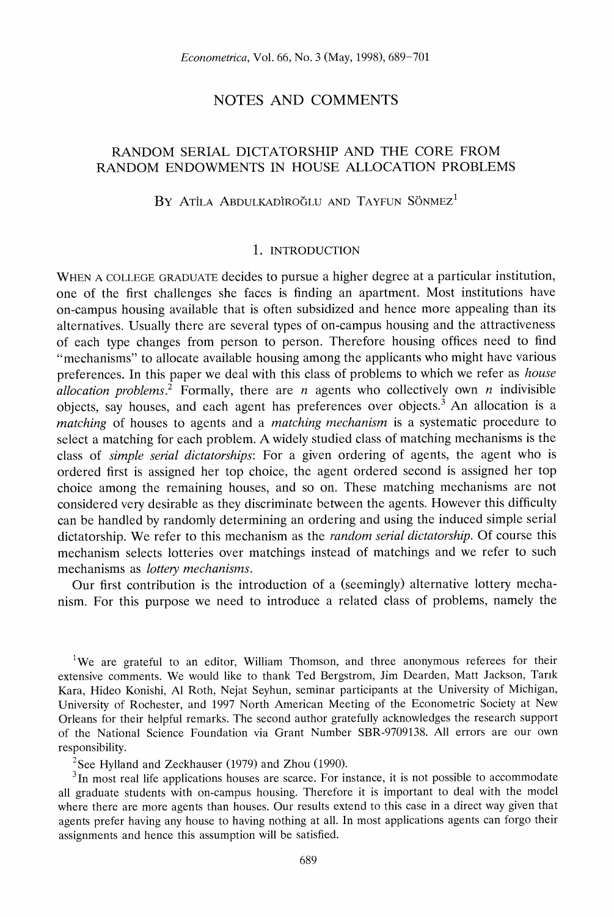## NOTES AND COMMENTS

# RANDOM SERIAL DICTATORSHIP AND THE CORE FROM RANDOM ENDOWMENTS IN HOUSE ALLOCATION PROBLEMS

By Atila Abdulkadiroğlu and Tayfun Sönmez[1]

## 1. Introduction

When a college graduate decides to pursue a higher degree at a particular institution, one of the first challenges she faces is finding an apartment. Most institutions have on-campus housing available that is often subsidized and hence more appealing than its alternatives. Usually there are several types of on-campus housing and the attractiveness of each type changes from person to person. Therefore housing offices need to find "mechanisms" to allocate available housing among the applicants who might have various preferences. In this paper we deal with this class of problems to which we refer as *house allocation problems*.[2] Formally, there are $n$ agents who collectively own $n$ indivisible objects, say houses, and each agent has preferences over objects.[3] An allocation is a *matching* of houses to agents and a *matching mechanism* is a systematic procedure to select a matching for each problem. A widely studied class of matching mechanisms is the class of *simple serial dictatorships*: For a given ordering of agents, the agent who is ordered first is assigned her top choice, the agent ordered second is assigned her top choice among the remaining houses, and so on. These matching mechanisms are not considered very desirable as they discriminate between the agents. However this difficulty can be handled by randomly determining an ordering and using the induced simple serial dictatorship. We refer to this mechanism as the *random serial dictatorship*. Of course this mechanism selects lotteries over matchings instead of matchings and we refer to such mechanisms as *lottery mechanisms*.

Our first contribution is the introduction of a (seemingly) alternative lottery mechanism. For this purpose we need to introduce a related class of problems, namely the

---

[1] We are grateful to an editor, William Thomson, and three anonymous referees for their extensive comments. We would like to thank Ted Bergstrom, Jim Dearden, Matt Jackson, Tarık Kara, Hideo Konishi, Al Roth, Nejat Seyhun, seminar participants at the University of Michigan, University of Rochester, and 1997 North American Meeting of the Econometric Society at New Orleans for their helpful remarks. The second author gratefully acknowledges the research support of the National Science Foundation via Grant Number SBR-9709138. All errors are our own responsibility.

[2] See Hylland and Zeckhauser (1979) and Zhou (1990).

[3] In most real life applications houses are scarce. For instance, it is not possible to accommodate all graduate students with on-campus housing. Therefore it is important to deal with the model where there are more agents than houses. Our results extend to this case in a direct way given that agents prefer having any house to having nothing at all. In most applications agents can forgo their assignments and hence this assumption will be satisfied.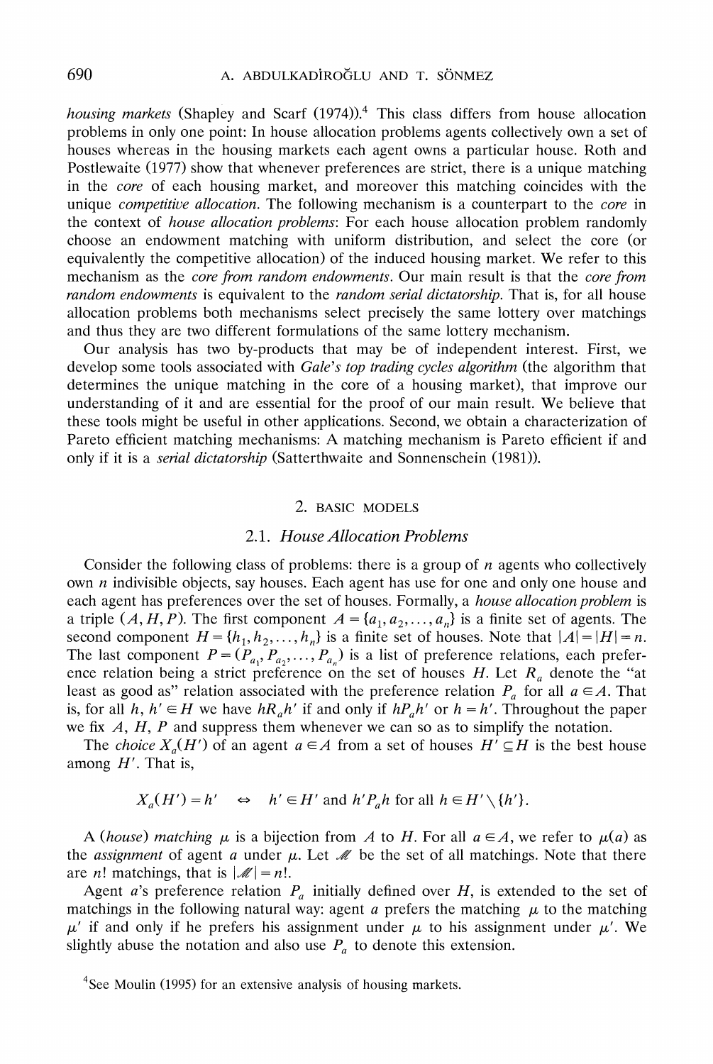*housing markets* (Shapley and Scarf (1974)).[4] This class differs from house allocation problems in only one point: In house allocation problems agents collectively own a set of houses whereas in the housing markets each agent owns a particular house. Roth and Postlewaite (1977) show that whenever preferences are strict, there is a unique matching in the *core* of each housing market, and moreover this matching coincides with the unique *competitive allocation*. The following mechanism is a counterpart to the *core* in the context of *house allocation problems*: For each house allocation problem randomly choose an endowment matching with uniform distribution, and select the core (or equivalently the competitive allocation) of the induced housing market. We refer to this mechanism as the *core from random endowments*. Our main result is that the *core from random endowments* is equivalent to the *random serial dictatorship*. That is, for all house allocation problems both mechanisms select precisely the same lottery over matchings and thus they are two different formulations of the same lottery mechanism.

Our analysis has two by-products that may be of independent interest. First, we develop some tools associated with *Gale's top trading cycles algorithm* (the algorithm that determines the unique matching in the core of a housing market), that improve our understanding of it and are essential for the proof of our main result. We believe that these tools might be useful in other applications. Second, we obtain a characterization of Pareto efficient matching mechanisms: A matching mechanism is Pareto efficient if and only if it is a *serial dictatorship* (Satterthwaite and Sonnenschein (1981)).

## 2. BASIC MODELS

### 2.1. *House Allocation Problems*

Consider the following class of problems: there is a group of $n$ agents who collectively own $n$ indivisible objects, say houses. Each agent has use for one and only one house and each agent has preferences over the set of houses. Formally, a *house allocation problem* is a triple $(A, H, P)$. The first component $A = \{a_1, a_2, \ldots, a_n\}$ is a finite set of agents. The second component $H = \{h_1, h_2, \ldots, h_n\}$ is a finite set of houses. Note that $|A| = |H| = n$. The last component $P = (P_{a_1}, P_{a_2}, \ldots, P_{a_n})$ is a list of preference relations, each preference relation being a strict preference on the set of houses $H$. Let $R_a$ denote the "at least as good as" relation associated with the preference relation $P_a$ for all $a \in A$. That is, for all $h, h' \in H$ we have $hR_a h'$ if and only if $hP_a h'$ or $h = h'$. Throughout the paper we fix $A$, $H$, $P$ and suppress them whenever we can so as to simplify the notation.

The *choice* $X_a(H')$ of an agent $a \in A$ from a set of houses $H' \subseteq H$ is the best house among $H'$. That is,

$$X_a(H') = h' \quad \Leftrightarrow \quad h' \in H' \text{ and } h' P_a h \text{ for all } h \in H' \setminus \{h'\}.$$

A (*house*) *matching* $\mu$ is a bijection from $A$ to $H$. For all $a \in A$, we refer to $\mu(a)$ as the *assignment* of agent $a$ under $\mu$. Let $\mathcal{M}$ be the set of all matchings. Note that there are $n!$ matchings, that is $|\mathcal{M}| = n!$.

Agent $a$'s preference relation $P_a$ initially defined over $H$, is extended to the set of matchings in the following natural way: agent $a$ prefers the matching $\mu$ to the matching $\mu'$ if and only if he prefers his assignment under $\mu$ to his assignment under $\mu'$. We slightly abuse the notation and also use $P_a$ to denote this extension.

[4] See Moulin (1995) for an extensive analysis of housing markets.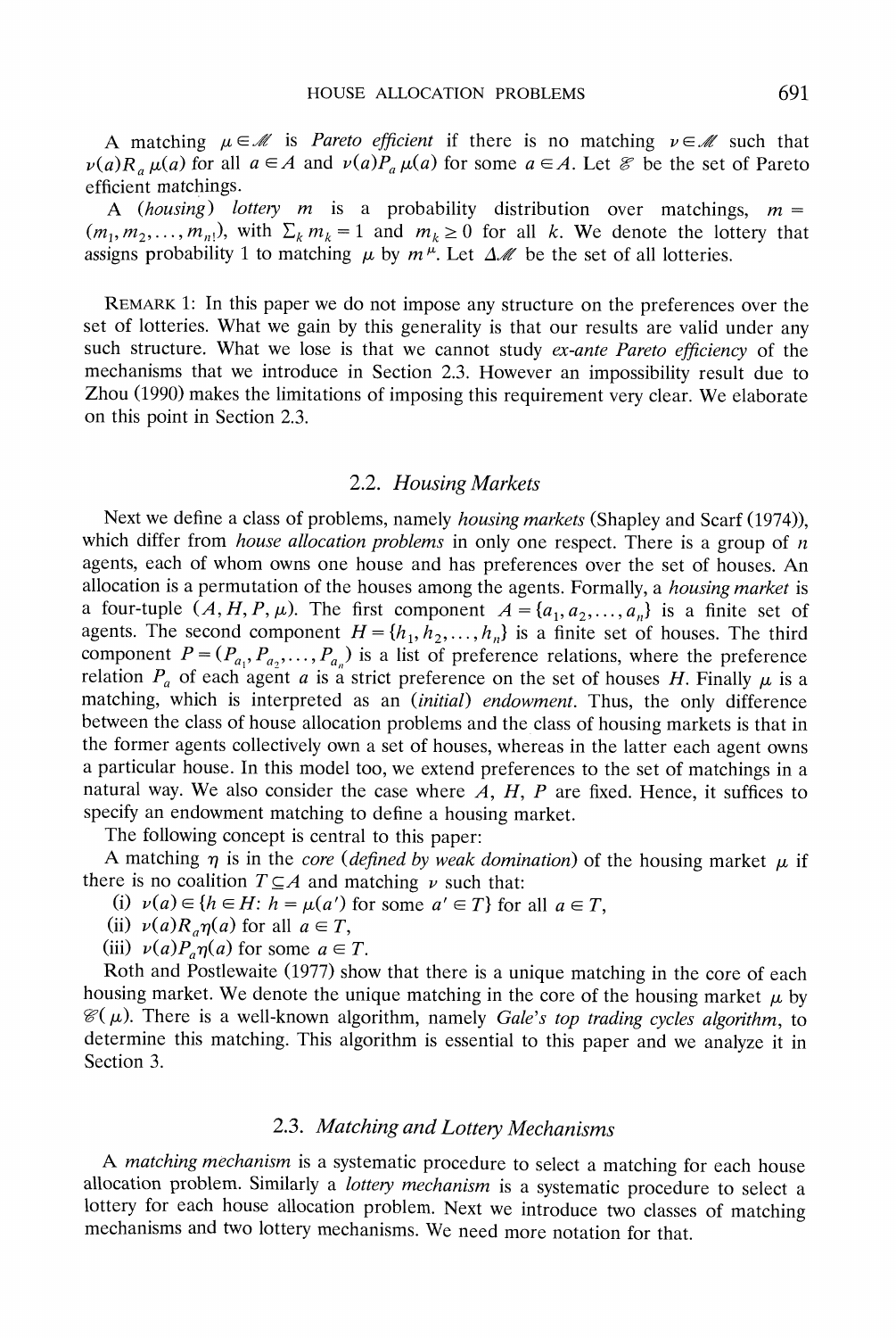A matching $\mu \in \mathscr{M}$ is *Pareto efficient* if there is no matching $\nu \in \mathscr{M}$ such that $\nu(a) R_a \mu(a)$ for all $a \in A$ and $\nu(a) P_a \mu(a)$ for some $a \in A$. Let $\mathscr{E}$ be the set of Pareto efficient matchings.

A (*housing*) *lottery* $m$ is a probability distribution over matchings, $m = (m_1, m_2, \ldots, m_{n!})$, with $\Sigma_k m_k = 1$ and $m_k \geq 0$ for all $k$. We denote the lottery that assigns probability 1 to matching $\mu$ by $m^{\mu}$. Let $\Delta\mathscr{M}$ be the set of all lotteries.

REMARK 1: In this paper we do not impose any structure on the preferences over the set of lotteries. What we gain by this generality is that our results are valid under any such structure. What we lose is that we cannot study *ex-ante Pareto efficiency* of the mechanisms that we introduce in Section 2.3. However an impossibility result due to Zhou (1990) makes the limitations of imposing this requirement very clear. We elaborate on this point in Section 2.3.

## 2.2. *Housing Markets*

Next we define a class of problems, namely *housing markets* (Shapley and Scarf (1974)), which differ from *house allocation problems* in only one respect. There is a group of $n$ agents, each of whom owns one house and has preferences over the set of houses. An allocation is a permutation of the houses among the agents. Formally, a *housing market* is a four-tuple $(A, H, P, \mu)$. The first component $A = \{a_1, a_2, \ldots, a_n\}$ is a finite set of agents. The second component $H = \{h_1, h_2, \ldots, h_n\}$ is a finite set of houses. The third component $P = (P_{a_1}, P_{a_2}, \ldots, P_{a_n})$ is a list of preference relations, where the preference relation $P_a$ of each agent $a$ is a strict preference on the set of houses $H$. Finally $\mu$ is a matching, which is interpreted as an (*initial*) *endowment*. Thus, the only difference between the class of house allocation problems and the class of housing markets is that in the former agents collectively own a set of houses, whereas in the latter each agent owns a particular house. In this model too, we extend preferences to the set of matchings in a natural way. We also consider the case where $A$, $H$, $P$ are fixed. Hence, it suffices to specify an endowment matching to define a housing market.

The following concept is central to this paper:

A matching $\eta$ is in the *core* (*defined by weak domination*) of the housing market $\mu$ if there is no coalition $T \subseteq A$ and matching $\nu$ such that:

(i) $\nu(a) \in \{h \in H: h = \mu(a') \text{ for some } a' \in T\}$ for all $a \in T$,

(ii) $\nu(a) R_a \eta(a)$ for all $a \in T$,

(iii) $\nu(a) P_a \eta(a)$ for some $a \in T$.

Roth and Postlewaite (1977) show that there is a unique matching in the core of each housing market. We denote the unique matching in the core of the housing market $\mu$ by $\mathscr{C}(\mu)$. There is a well-known algorithm, namely *Gale's top trading cycles algorithm*, to determine this matching. This algorithm is essential to this paper and we analyze it in Section 3.

## 2.3. *Matching and Lottery Mechanisms*

A *matching mechanism* is a systematic procedure to select a matching for each house allocation problem. Similarly a *lottery mechanism* is a systematic procedure to select a lottery for each house allocation problem. Next we introduce two classes of matching mechanisms and two lottery mechanisms. We need more notation for that.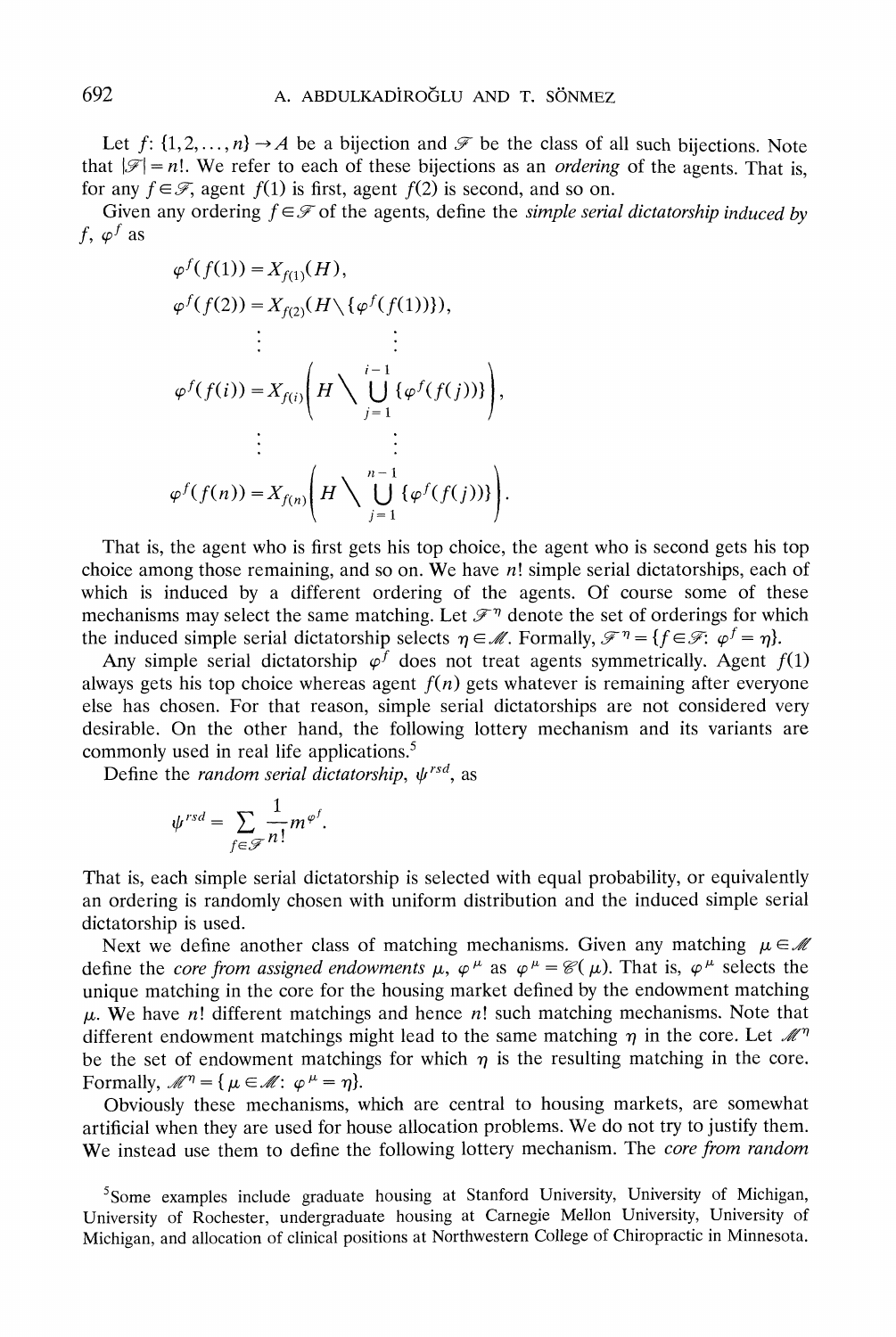Let $f: \{1, 2, \ldots, n\} \rightarrow A$ be a bijection and $\mathcal{F}$ be the class of all such bijections. Note that $|\mathcal{F}| = n!$. We refer to each of these bijections as an *ordering* of the agents. That is, for any $f \in \mathcal{F}$, agent $f(1)$ is first, agent $f(2)$ is second, and so on.

Given any ordering $f \in \mathcal{F}$ of the agents, define the *simple serial dictatorship induced by* $f$, $\varphi^f$ as

$$\varphi^f(f(1)) = X_{f(1)}(H),$$

$$\varphi^f(f(2)) = X_{f(2)}(H \setminus \{\varphi^f(f(1))\}),$$

$$\vdots \qquad \vdots$$

$$\varphi^f(f(i)) = X_{f(i)}\left(H \setminus \bigcup_{j=1}^{i-1} \{\varphi^f(f(j))\}\right),$$

$$\vdots \qquad \vdots$$

$$\varphi^f(f(n)) = X_{f(n)}\left(H \setminus \bigcup_{j=1}^{n-1} \{\varphi^f(f(j))\}\right).$$

That is, the agent who is first gets his top choice, the agent who is second gets his top choice among those remaining, and so on. We have $n!$ simple serial dictatorships, each of which is induced by a different ordering of the agents. Of course some of these mechanisms may select the same matching. Let $\mathcal{F}^\eta$ denote the set of orderings for which the induced simple serial dictatorship selects $\eta \in \mathcal{M}$. Formally, $\mathcal{F}^\eta = \{f \in \mathcal{F}: \varphi^f = \eta\}$.

Any simple serial dictatorship $\varphi^f$ does not treat agents symmetrically. Agent $f(1)$ always gets his top choice whereas agent $f(n)$ gets whatever is remaining after everyone else has chosen. For that reason, simple serial dictatorships are not considered very desirable. On the other hand, the following lottery mechanism and its variants are commonly used in real life applications.[5]

Define the *random serial dictatorship*, $\psi^{rsd}$, as

$$\psi^{rsd} = \sum_{f \in \mathcal{F}} \frac{1}{n!} m^{\varphi^f}.$$

That is, each simple serial dictatorship is selected with equal probability, or equivalently an ordering is randomly chosen with uniform distribution and the induced simple serial dictatorship is used.

Next we define another class of matching mechanisms. Given any matching $\mu \in \mathcal{M}$ define the *core from assigned endowments* $\mu$, $\varphi^\mu$ as $\varphi^\mu = \mathscr{C}(\mu)$. That is, $\varphi^\mu$ selects the unique matching in the core for the housing market defined by the endowment matching $\mu$. We have $n!$ different matchings and hence $n!$ such matching mechanisms. Note that different endowment matchings might lead to the same matching $\eta$ in the core. Let $\mathcal{M}^\eta$ be the set of endowment matchings for which $\eta$ is the resulting matching in the core. Formally, $\mathcal{M}^\eta = \{\mu \in \mathcal{M}: \varphi^\mu = \eta\}$.

Obviously these mechanisms, which are central to housing markets, are somewhat artificial when they are used for house allocation problems. We do not try to justify them. We instead use them to define the following lottery mechanism. The *core from random*

[5] Some examples include graduate housing at Stanford University, University of Michigan, University of Rochester, undergraduate housing at Carnegie Mellon University, University of Michigan, and allocation of clinical positions at Northwestern College of Chiropractic in Minnesota.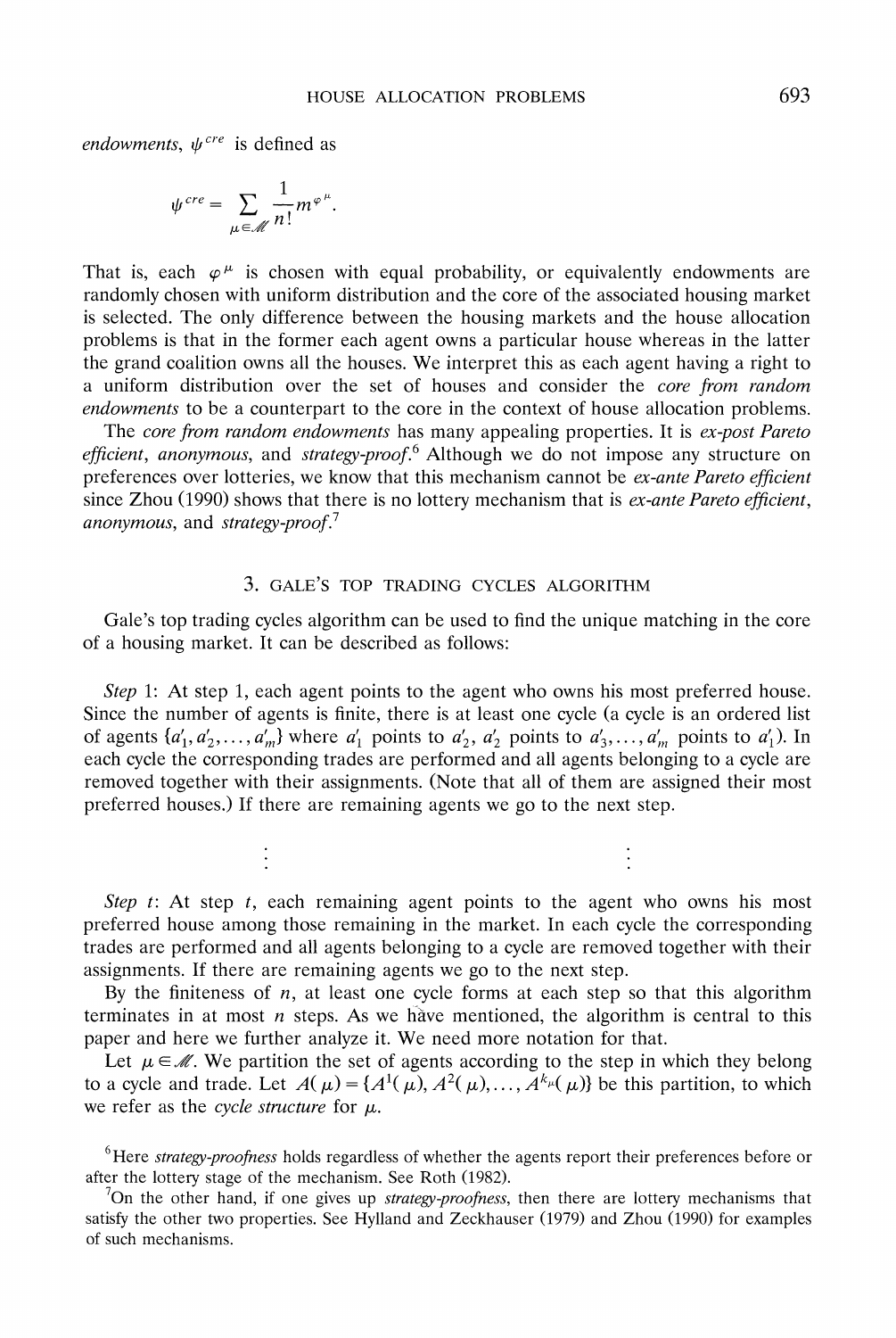*endowments*, $\psi^{cre}$ is defined as

$$\psi^{cre} = \sum_{\mu \in \mathcal{M}} \frac{1}{n!} m^{\varphi^{\mu}}.$$

That is, each $\varphi^{\mu}$ is chosen with equal probability, or equivalently endowments are randomly chosen with uniform distribution and the core of the associated housing market is selected. The only difference between the housing markets and the house allocation problems is that in the former each agent owns a particular house whereas in the latter the grand coalition owns all the houses. We interpret this as each agent having a right to a uniform distribution over the set of houses and consider the *core from random endowments* to be a counterpart to the core in the context of house allocation problems.

The *core from random endowments* has many appealing properties. It is *ex-post Pareto efficient*, *anonymous*, and *strategy-proof*.[6] Although we do not impose any structure on preferences over lotteries, we know that this mechanism cannot be *ex-ante Pareto efficient* since Zhou (1990) shows that there is no lottery mechanism that is *ex-ante Pareto efficient*, *anonymous*, and *strategy-proof*.[7]

## 3. GALE'S TOP TRADING CYCLES ALGORITHM

Gale's top trading cycles algorithm can be used to find the unique matching in the core of a housing market. It can be described as follows:

*Step* 1: At step 1, each agent points to the agent who owns his most preferred house. Since the number of agents is finite, there is at least one cycle (a cycle is an ordered list of agents $\{a'_1, a'_2, \ldots, a'_m\}$ where $a'_1$ points to $a'_2$, $a'_2$ points to $a'_3, \ldots, a'_m$ points to $a'_1$). In each cycle the corresponding trades are performed and all agents belonging to a cycle are removed together with their assignments. (Note that all of them are assigned their most preferred houses.) If there are remaining agents we go to the next step.

⋮ ⋮

*Step t*: At step $t$, each remaining agent points to the agent who owns his most preferred house among those remaining in the market. In each cycle the corresponding trades are performed and all agents belonging to a cycle are removed together with their assignments. If there are remaining agents we go to the next step.

By the finiteness of $n$, at least one cycle forms at each step so that this algorithm terminates in at most $n$ steps. As we have mentioned, the algorithm is central to this paper and here we further analyze it. We need more notation for that.

Let $\mu \in \mathcal{M}$. We partition the set of agents according to the step in which they belong to a cycle and trade. Let $A(\mu) = \{A^1(\mu), A^2(\mu), \ldots, A^{k_{\mu}}(\mu)\}$ be this partition, to which we refer as the *cycle structure* for $\mu$.

[6] Here *strategy-proofness* holds regardless of whether the agents report their preferences before or after the lottery stage of the mechanism. See Roth (1982).

[7] On the other hand, if one gives up *strategy-proofness*, then there are lottery mechanisms that satisfy the other two properties. See Hylland and Zeckhauser (1979) and Zhou (1990) for examples of such mechanisms.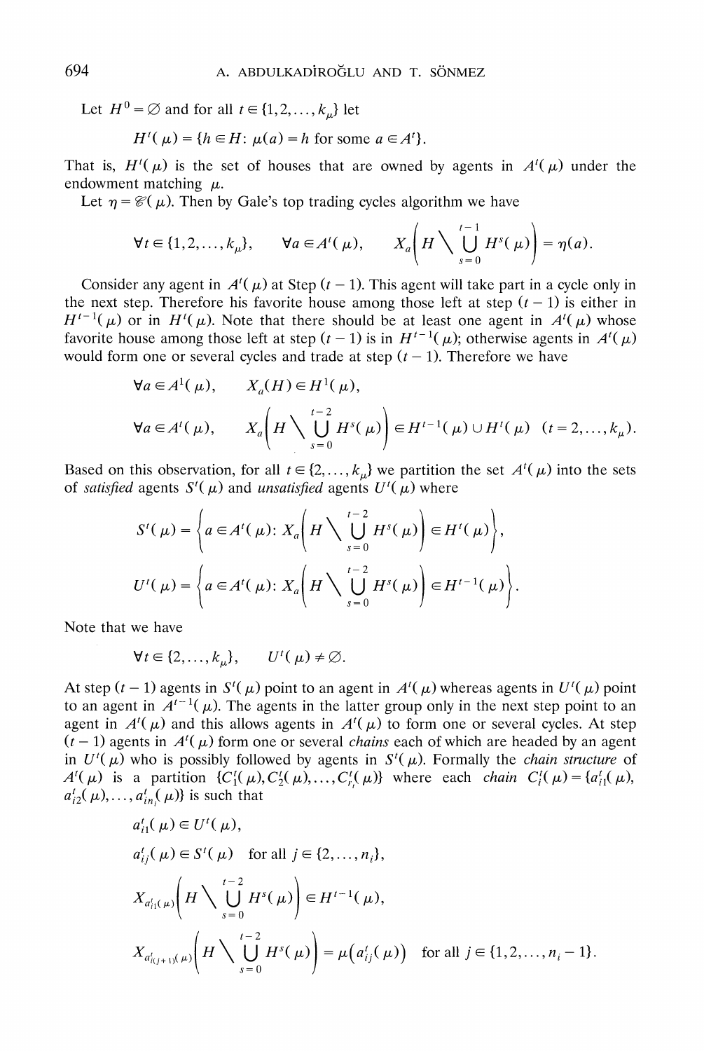Let $H^0 = \varnothing$ and for all $t \in \{1, 2, \ldots, k_\mu\}$ let

$$H^t(\mu) = \{h \in H \colon \mu(a) = h \text{ for some } a \in A^t\}.$$

That is, $H^t(\mu)$ is the set of houses that are owned by agents in $A^t(\mu)$ under the endowment matching $\mu$.

Let $\eta = \mathscr{C}(\mu)$. Then by Gale's top trading cycles algorithm we have

$$\forall t \in \{1, 2, \ldots, k_\mu\}, \qquad \forall a \in A^t(\mu), \qquad X_a\left(H \setminus \bigcup_{s=0}^{t-1} H^s(\mu)\right) = \eta(a).$$

Consider any agent in $A^t(\mu)$ at Step $(t-1)$. This agent will take part in a cycle only in the next step. Therefore his favorite house among those left at step $(t-1)$ is either in $H^{t-1}(\mu)$ or in $H^t(\mu)$. Note that there should be at least one agent in $A^t(\mu)$ whose favorite house among those left at step $(t-1)$ is in $H^{t-1}(\mu)$; otherwise agents in $A^t(\mu)$ would form one or several cycles and trade at step $(t-1)$. Therefore we have

$$\forall a \in A^1(\mu), \qquad X_a(H) \in H^1(\mu),$$

$$\forall a \in A^t(\mu), \qquad X_a\left(H \setminus \bigcup_{s=0}^{t-2} H^s(\mu)\right) \in H^{t-1}(\mu) \cup H^t(\mu) \quad (t = 2, \ldots, k_\mu).$$

Based on this observation, for all $t \in \{2, \ldots, k_\mu\}$ we partition the set $A^t(\mu)$ into the sets of *satisfied* agents $S^t(\mu)$ and *unsatisfied* agents $U^t(\mu)$ where

$$S^t(\mu) = \left\{a \in A^t(\mu) \colon X_a\left(H \setminus \bigcup_{s=0}^{t-2} H^s(\mu)\right) \in H^t(\mu)\right\},$$

$$U^t(\mu) = \left\{a \in A^t(\mu) \colon X_a\left(H \setminus \bigcup_{s=0}^{t-2} H^s(\mu)\right) \in H^{t-1}(\mu)\right\}.$$

Note that we have

$$\forall t \in \{2, \ldots, k_\mu\}, \qquad U^t(\mu) \neq \varnothing.$$

At step $(t-1)$ agents in $S^t(\mu)$ point to an agent in $A^t(\mu)$ whereas agents in $U^t(\mu)$ point to an agent in $A^{t-1}(\mu)$. The agents in the latter group only in the next step point to an agent in $A^t(\mu)$ and this allows agents in $A^t(\mu)$ to form one or several cycles. At step $(t-1)$ agents in $A^t(\mu)$ form one or several *chains* each of which are headed by an agent in $U^t(\mu)$ who is possibly followed by agents in $S^t(\mu)$. Formally the *chain structure* of $A^t(\mu)$ is a partition $\{C_1^t(\mu), C_2^t(\mu), \ldots, C_{r_t}^t(\mu)\}$ where each *chain* $C_i^t(\mu) = \{a_{i1}^t(\mu), a_{i2}^t(\mu), \ldots, a_{in_i}^t(\mu)\}$ is such that

$$a_{i1}^t(\mu) \in U^t(\mu),$$

$$a_{ij}^t(\mu) \in S^t(\mu) \quad \text{for all } j \in \{2, \ldots, n_i\},$$

$$X_{a_{i1}^t(\mu)}\left(H \setminus \bigcup_{s=0}^{t-2} H^s(\mu)\right) \in H^{t-1}(\mu),$$

$$X_{a_{i(j+1)}^t(\mu)}\left(H \setminus \bigcup_{s=0}^{t-2} H^s(\mu)\right) = \mu\left(a_{ij}^t(\mu)\right) \quad \text{for all } j \in \{1, 2, \ldots, n_i - 1\}.$$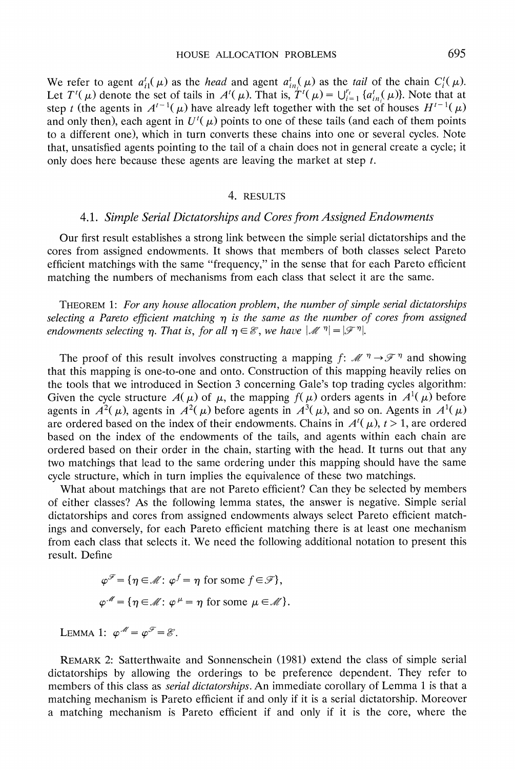We refer to agent $a_{i1}^t(\mu)$ as the *head* and agent $a_{in_i}^t(\mu)$ as the *tail* of the chain $C_i^t(\mu)$. Let $T^t(\mu)$ denote the set of tails in $A^t(\mu)$. That is, $T^t(\mu) = \bigcup_{i=1}^{r_t} \{a_{in_i}^t(\mu)\}$. Note that at step $t$ (the agents in $A^{t-1}(\mu)$ have already left together with the set of houses $H^{t-1}(\mu)$ and only then), each agent in $U^t(\mu)$ points to one of these tails (and each of them points to a different one), which in turn converts these chains into one or several cycles. Note that, unsatisfied agents pointing to the tail of a chain does not in general create a cycle; it only does here because these agents are leaving the market at step $t$.

## 4. RESULTS

### 4.1. *Simple Serial Dictatorships and Cores from Assigned Endowments*

Our first result establishes a strong link between the simple serial dictatorships and the cores from assigned endowments. It shows that members of both classes select Pareto efficient matchings with the same "frequency," in the sense that for each Pareto efficient matching the numbers of mechanisms from each class that select it are the same.

THEOREM 1: *For any house allocation problem, the number of simple serial dictatorships selecting a Pareto efficient matching $\eta$ is the same as the number of cores from assigned endowments selecting $\eta$. That is, for all $\eta \in \mathscr{E}$, we have $|\mathscr{M}^\eta| = |\mathscr{F}^\eta|$.*

The proof of this result involves constructing a mapping $f: \mathscr{M}^\eta \to \mathscr{F}^\eta$ and showing that this mapping is one-to-one and onto. Construction of this mapping heavily relies on the tools that we introduced in Section 3 concerning Gale's top trading cycles algorithm: Given the cycle structure $A(\mu)$ of $\mu$, the mapping $f(\mu)$ orders agents in $A^1(\mu)$ before agents in $A^2(\mu)$, agents in $A^2(\mu)$ before agents in $A^3(\mu)$, and so on. Agents in $A^1(\mu)$ are ordered based on the index of their endowments. Chains in $A^t(\mu)$, $t > 1$, are ordered based on the index of the endowments of the tails, and agents within each chain are ordered based on their order in the chain, starting with the head. It turns out that any two matchings that lead to the same ordering under this mapping should have the same cycle structure, which in turn implies the equivalence of these two matchings.

What about matchings that are not Pareto efficient? Can they be selected by members of either classes? As the following lemma states, the answer is negative. Simple serial dictatorships and cores from assigned endowments always select Pareto efficient matchings and conversely, for each Pareto efficient matching there is at least one mechanism from each class that selects it. We need the following additional notation to present this result. Define

$$\varphi^{\mathscr{F}} = \{\eta \in \mathscr{M}: \varphi^f = \eta \text{ for some } f \in \mathscr{F}\},$$

$$\varphi^{\mathscr{M}} = \{\eta \in \mathscr{M}: \varphi^\mu = \eta \text{ for some } \mu \in \mathscr{M}\}.$$

LEMMA 1: $\varphi^{\mathscr{M}} = \varphi^{\mathscr{F}} = \mathscr{E}$.

REMARK 2: Satterthwaite and Sonnenschein (1981) extend the class of simple serial dictatorships by allowing the orderings to be preference dependent. They refer to members of this class as *serial dictatorships*. An immediate corollary of Lemma 1 is that a matching mechanism is Pareto efficient if and only if it is a serial dictatorship. Moreover a matching mechanism is Pareto efficient if and only if it is the core, where the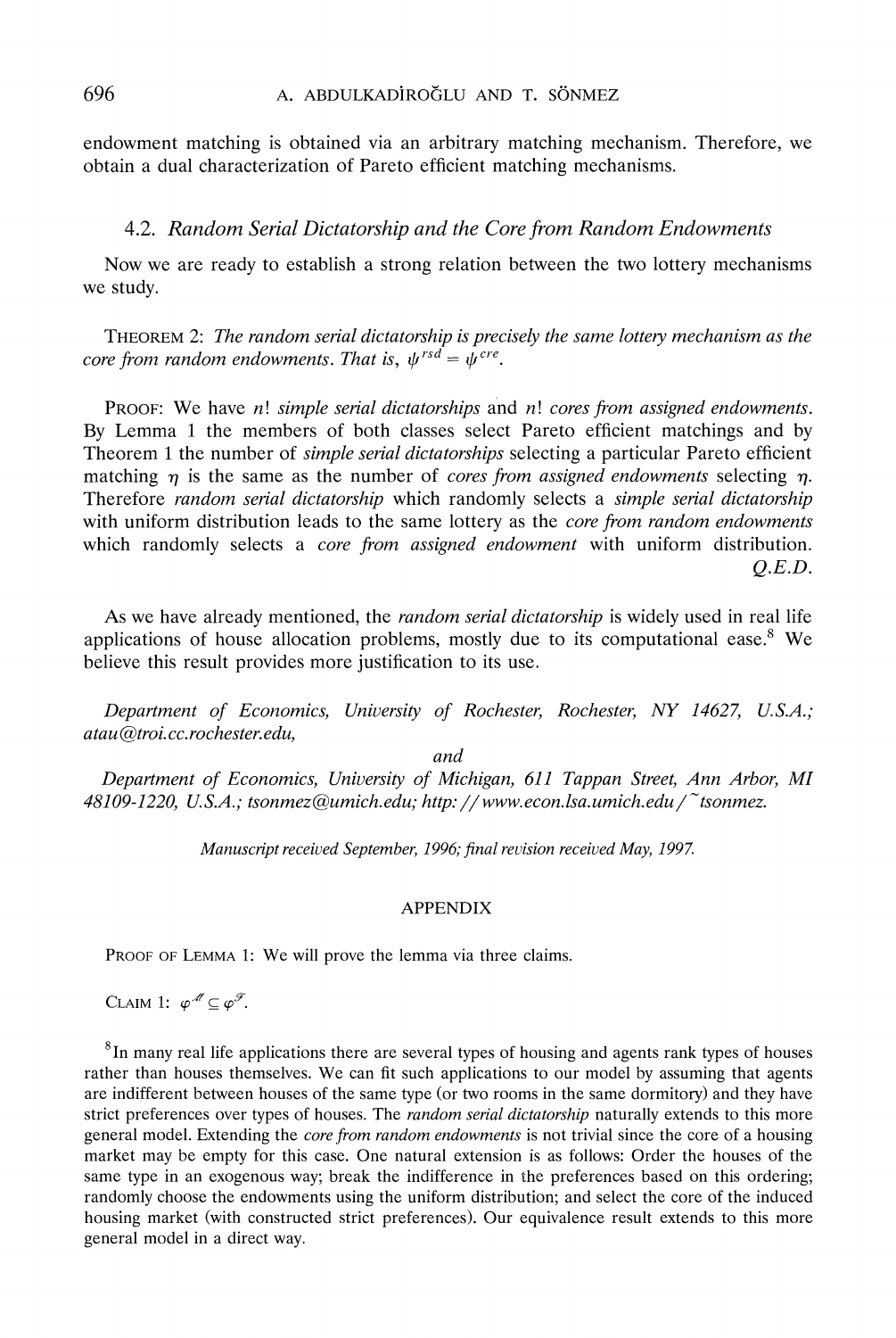endowment matching is obtained via an arbitrary matching mechanism. Therefore, we obtain a dual characterization of Pareto efficient matching mechanisms.

### 4.2. *Random Serial Dictatorship and the Core from Random Endowments*

Now we are ready to establish a strong relation between the two lottery mechanisms we study.

THEOREM 2: *The random serial dictatorship is precisely the same lottery mechanism as the core from random endowments. That is,* $\psi^{rsd} = \psi^{cre}$.

PROOF: We have $n!$ *simple serial dictatorships* and $n!$ *cores from assigned endowments*. By Lemma 1 the members of both classes select Pareto efficient matchings and by Theorem 1 the number of *simple serial dictatorships* selecting a particular Pareto efficient matching $\eta$ is the same as the number of *cores from assigned endowments* selecting $\eta$. Therefore *random serial dictatorship* which randomly selects a *simple serial dictatorship* with uniform distribution leads to the same lottery as the *core from random endowments* which randomly selects a *core from assigned endowment* with uniform distribution. *Q.E.D.*

As we have already mentioned, the *random serial dictatorship* is widely used in real life applications of house allocation problems, mostly due to its computational ease.[8] We believe this result provides more justification to its use.

*Department of Economics, University of Rochester, Rochester, NY 14627, U.S.A.; atau@troi.cc.rochester.edu,*

*and*

*Department of Economics, University of Michigan, 611 Tappan Street, Ann Arbor, MI 48109-1220, U.S.A.; tsonmez@umich.edu; http://www.econ.lsa.umich.edu/~tsonmez.*

*Manuscript received September, 1996; final revision received May, 1997.*

## APPENDIX

PROOF OF LEMMA 1: We will prove the lemma via three claims.

CLAIM 1: $\varphi^{\mathscr{M}} \subseteq \varphi^{\mathscr{F}}$.

[8] In many real life applications there are several types of housing and agents rank types of houses rather than houses themselves. We can fit such applications to our model by assuming that agents are indifferent between houses of the same type (or two rooms in the same dormitory) and they have strict preferences over types of houses. The *random serial dictatorship* naturally extends to this more general model. Extending the *core from random endowments* is not trivial since the core of a housing market may be empty for this case. One natural extension is as follows: Order the houses of the same type in an exogenous way; break the indifference in the preferences based on this ordering; randomly choose the endowments using the uniform distribution; and select the core of the induced housing market (with constructed strict preferences). Our equivalence result extends to this more general model in a direct way.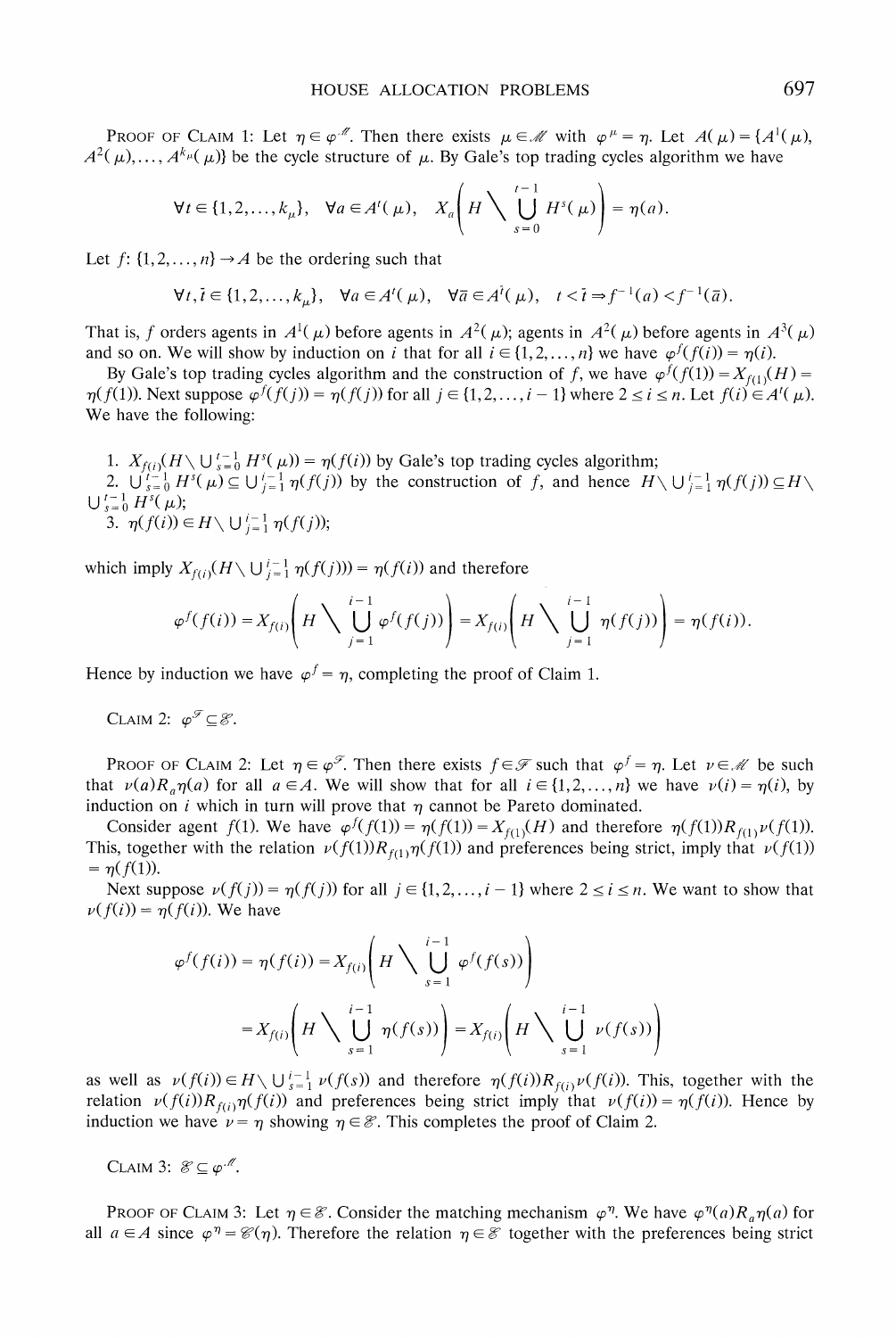PROOF OF CLAIM 1: Let $\eta \in \varphi^{\mathcal{M}}$. Then there exists $\mu \in \mathcal{M}$ with $\varphi^{\mu} = \eta$. Let $A(\mu) = \{A^1(\mu), A^2(\mu), \ldots, A^{k_\mu}(\mu)\}$ be the cycle structure of $\mu$. By Gale's top trading cycles algorithm we have

$$\forall t \in \{1, 2, \ldots, k_\mu\}, \quad \forall a \in A^t(\mu), \quad X_a\left(H \setminus \bigcup_{s=0}^{t-1} H^s(\mu)\right) = \eta(a).$$

Let $f: \{1, 2, \ldots, n\} \to A$ be the ordering such that

$$\forall t, \bar{t} \in \{1, 2, \ldots, k_\mu\}, \quad \forall a \in A^t(\mu), \quad \forall \bar{a} \in A^{\bar{t}}(\mu), \quad t < \bar{t} \Rightarrow f^{-1}(a) < f^{-1}(\bar{a}).$$

That is, $f$ orders agents in $A^1(\mu)$ before agents in $A^2(\mu)$; agents in $A^2(\mu)$ before agents in $A^3(\mu)$ and so on. We will show by induction on $i$ that for all $i \in \{1, 2, \ldots, n\}$ we have $\varphi^f(f(i)) = \eta(i)$.

By Gale's top trading cycles algorithm and the construction of $f$, we have $\varphi^f(f(1)) = X_{f(1)}(H) = \eta(f(1))$. Next suppose $\varphi^f(f(j)) = \eta(f(j))$ for all $j \in \{1, 2, \ldots, i-1\}$ where $2 \leq i \leq n$. Let $f(i) \in A^t(\mu)$. We have the following:

1. $X_{f(i)}(H \setminus \bigcup_{s=0}^{t-1} H^s(\mu)) = \eta(f(i))$ by Gale's top trading cycles algorithm;
2. $\bigcup_{s=0}^{t-1} H^s(\mu) \subseteq \bigcup_{j=1}^{i-1} \eta(f(j))$ by the construction of $f$, and hence $H \setminus \bigcup_{j=1}^{i-1} \eta(f(j)) \subseteq H \setminus \bigcup_{s=0}^{t-1} H^s(\mu)$;
3. $\eta(f(i)) \in H \setminus \bigcup_{j=1}^{i-1} \eta(f(j))$;

which imply $X_{f(i)}(H \setminus \bigcup_{j=1}^{i-1} \eta(f(j))) = \eta(f(i))$ and therefore

$$\varphi^f(f(i)) = X_{f(i)}\left(H \setminus \bigcup_{j=1}^{i-1} \varphi^f(f(j))\right) = X_{f(i)}\left(H \setminus \bigcup_{j=1}^{i-1} \eta(f(j))\right) = \eta(f(i)).$$

Hence by induction we have $\varphi^f = \eta$, completing the proof of Claim 1.

CLAIM 2: $\varphi^{\mathcal{F}} \subseteq \mathcal{E}$.

PROOF OF CLAIM 2: Let $\eta \in \varphi^{\mathcal{F}}$. Then there exists $f \in \mathcal{F}$ such that $\varphi^f = \eta$. Let $\nu \in \mathcal{M}$ be such that $\nu(a) R_a \eta(a)$ for all $a \in A$. We will show that for all $i \in \{1, 2, \ldots, n\}$ we have $\nu(i) = \eta(i)$, by induction on $i$ which in turn will prove that $\eta$ cannot be Pareto dominated.

Consider agent $f(1)$. We have $\varphi^f(f(1)) = \eta(f(1)) = X_{f(1)}(H)$ and therefore $\eta(f(1)) R_{f(1)} \nu(f(1))$. This, together with the relation $\nu(f(1)) R_{f(1)} \eta(f(1))$ and preferences being strict, imply that $\nu(f(1)) = \eta(f(1))$.

Next suppose $\nu(f(j)) = \eta(f(j))$ for all $j \in \{1, 2, \ldots, i-1\}$ where $2 \leq i \leq n$. We want to show that $\nu(f(i)) = \eta(f(i))$. We have

$$\varphi^f(f(i)) = \eta(f(i)) = X_{f(i)}\left(H \setminus \bigcup_{s=1}^{i-1} \varphi^f(f(s))\right)$$

$$= X_{f(i)}\left(H \setminus \bigcup_{s=1}^{i-1} \eta(f(s))\right) = X_{f(i)}\left(H \setminus \bigcup_{s=1}^{i-1} \nu(f(s))\right)$$

as well as $\nu(f(i)) \in H \setminus \bigcup_{s=1}^{i-1} \nu(f(s))$ and therefore $\eta(f(i)) R_{f(i)} \nu(f(i))$. This, together with the relation $\nu(f(i)) R_{f(i)} \eta(f(i))$ and preferences being strict imply that $\nu(f(i)) = \eta(f(i))$. Hence by induction we have $\nu = \eta$ showing $\eta \in \mathcal{E}$. This completes the proof of Claim 2.

CLAIM 3: $\mathcal{E} \subseteq \varphi^{\mathcal{M}}$.

PROOF OF CLAIM 3: Let $\eta \in \mathcal{E}$. Consider the matching mechanism $\varphi^{\eta}$. We have $\varphi^{\eta}(a) R_a \eta(a)$ for all $a \in A$ since $\varphi^{\eta} = \mathcal{C}(\eta)$. Therefore the relation $\eta \in \mathcal{E}$ together with the preferences being strict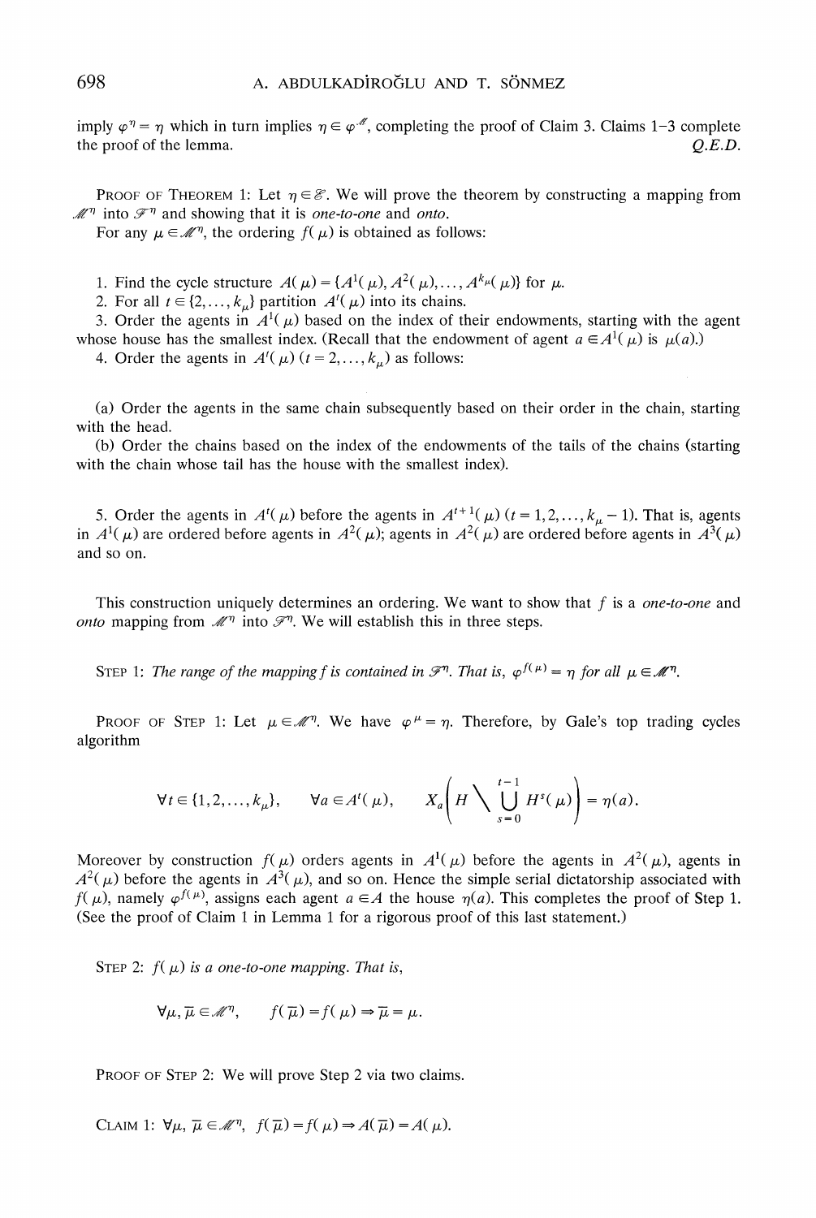imply $\varphi^\eta = \eta$ which in turn implies $\eta \in \varphi^{\mathscr{M}}$, completing the proof of Claim 3. Claims 1–3 complete the proof of the lemma. *Q.E.D.*

PROOF OF THEOREM 1: Let $\eta \in \mathscr{E}$. We will prove the theorem by constructing a mapping from $\mathscr{M}^\eta$ into $\mathscr{F}^\eta$ and showing that it is *one-to-one* and *onto*.

For any $\mu \in \mathscr{M}^\eta$, the ordering $f(\mu)$ is obtained as follows:

1. Find the cycle structure $A(\mu) = \{A^1(\mu), A^2(\mu), \ldots, A^{k_\mu}(\mu)\}$ for $\mu$.
2. For all $t \in \{2, \ldots, k_\mu\}$ partition $A^t(\mu)$ into its chains.
3. Order the agents in $A^1(\mu)$ based on the index of their endowments, starting with the agent whose house has the smallest index. (Recall that the endowment of agent $a \in A^1(\mu)$ is $\mu(a)$.)
4. Order the agents in $A^t(\mu)$ $(t = 2, \ldots, k_\mu)$ as follows:

(a) Order the agents in the same chain subsequently based on their order in the chain, starting with the head.
(b) Order the chains based on the index of the endowments of the tails of the chains (starting with the chain whose tail has the house with the smallest index).

5. Order the agents in $A^t(\mu)$ before the agents in $A^{t+1}(\mu)$ $(t = 1, 2, \ldots, k_\mu - 1)$. That is, agents in $A^1(\mu)$ are ordered before agents in $A^2(\mu)$; agents in $A^2(\mu)$ are ordered before agents in $A^3(\mu)$ and so on.

This construction uniquely determines an ordering. We want to show that $f$ is a *one-to-one* and *onto* mapping from $\mathscr{M}^\eta$ into $\mathscr{F}^\eta$. We will establish this in three steps.

STEP 1: *The range of the mapping $f$ is contained in $\mathscr{F}^\eta$. That is, $\varphi^{f(\mu)} = \eta$ for all $\mu \in \mathscr{M}^\eta$.*

PROOF OF STEP 1: Let $\mu \in \mathscr{M}^\eta$. We have $\varphi^\mu = \eta$. Therefore, by Gale's top trading cycles algorithm

$$\forall t \in \{1, 2, \ldots, k_\mu\}, \qquad \forall a \in A^t(\mu), \qquad X_a\left(H \setminus \bigcup_{s=0}^{t-1} H^s(\mu)\right) = \eta(a).$$

Moreover by construction $f(\mu)$ orders agents in $A^1(\mu)$ before the agents in $A^2(\mu)$, agents in $A^2(\mu)$ before the agents in $A^3(\mu)$, and so on. Hence the simple serial dictatorship associated with $f(\mu)$, namely $\varphi^{f(\mu)}$, assigns each agent $a \in A$ the house $\eta(a)$. This completes the proof of Step 1. (See the proof of Claim 1 in Lemma 1 for a rigorous proof of this last statement.)

STEP 2: *$f(\mu)$ is a one-to-one mapping. That is,*

$$\forall \mu, \bar{\mu} \in \mathscr{M}^\eta, \qquad f(\bar{\mu}) = f(\mu) \Rightarrow \bar{\mu} = \mu.$$

PROOF OF STEP 2: We will prove Step 2 via two claims.

CLAIM 1: $\forall \mu, \bar{\mu} \in \mathscr{M}^\eta$, $f(\bar{\mu}) = f(\mu) \Rightarrow A(\bar{\mu}) = A(\mu)$.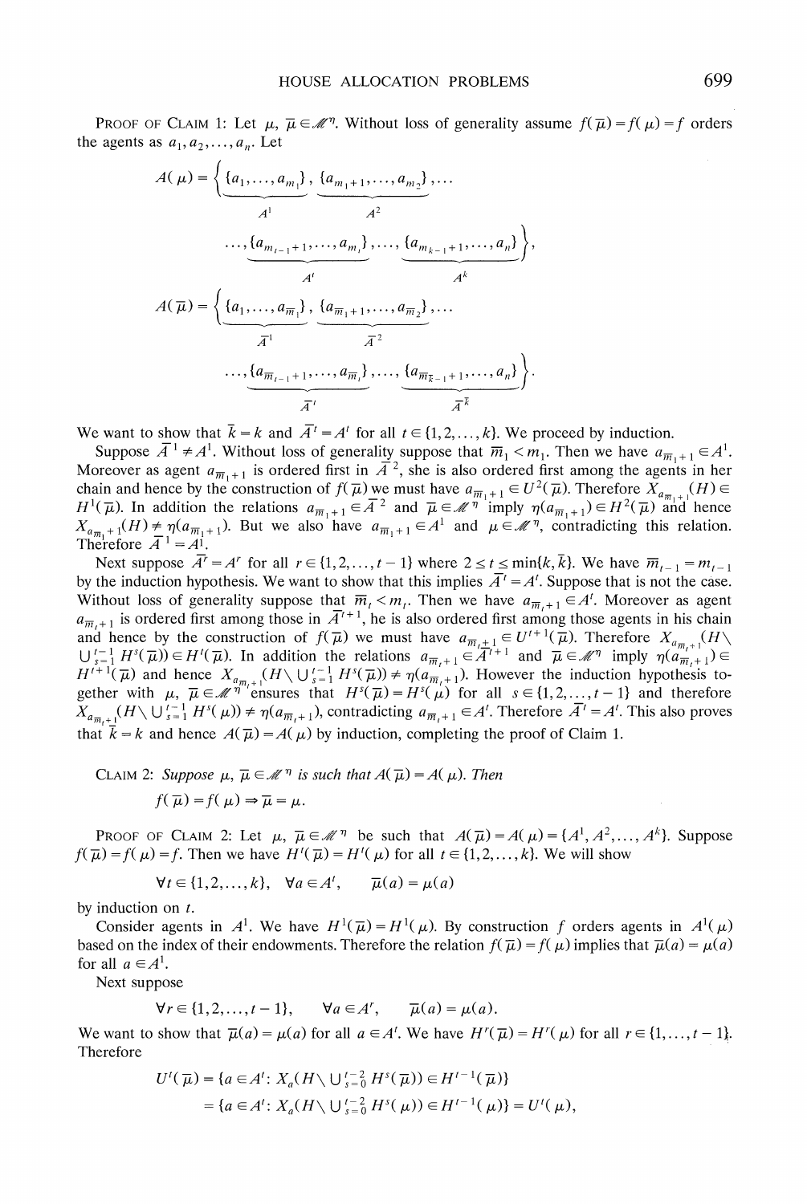PROOF OF CLAIM 1: Let $\mu, \overline{\mu} \in \mathscr{M}^{\eta}$. Without loss of generality assume $f(\overline{\mu}) = f(\mu) = f$ orders the agents as $a_1, a_2, \ldots, a_n$. Let

$$A(\mu) = \Bigg\{ \underbrace{\{a_1, \ldots, a_{m_1}\}}_{A^1}, \underbrace{\{a_{m_1+1}, \ldots, a_{m_2}\}}_{A^2}, \ldots$$
$$\ldots, \underbrace{\{a_{m_{t-1}+1}, \ldots, a_{m_t}\}}_{A^t}, \ldots, \underbrace{\{a_{m_{k-1}+1}, \ldots, a_n\}}_{A^k} \Bigg\},$$

$$A(\overline{\mu}) = \Bigg\{ \underbrace{\{a_1, \ldots, a_{\overline{m}_1}\}}_{\overline{A}^1}, \underbrace{\{a_{\overline{m}_1+1}, \ldots, a_{\overline{m}_2}\}}_{\overline{A}^2}, \ldots$$
$$\ldots, \underbrace{\{a_{\overline{m}_{t-1}+1}, \ldots, a_{\overline{m}_t}\}}_{\overline{A}^t}, \ldots, \underbrace{\{a_{\overline{m}_{\overline{k}-1}+1}, \ldots, a_n\}}_{\overline{A}^{\overline{k}}} \Bigg\}.$$

We want to show that $\overline{k} = k$ and $\overline{A}^t = A^t$ for all $t \in \{1, 2, \ldots, k\}$. We proceed by induction.

Suppose $\overline{A}^1 \neq A^1$. Without loss of generality suppose that $\overline{m}_1 < m_1$. Then we have $a_{\overline{m}_1+1} \in A^1$. Moreover as agent $a_{\overline{m}_1+1}$ is ordered first in $\overline{A}^2$, she is also ordered first among the agents in her chain and hence by the construction of $f(\overline{\mu})$ we must have $a_{\overline{m}_1+1} \in U^2(\overline{\mu})$. Therefore $X_{a_{\overline{m}_1+1}}(H) \in H^1(\overline{\mu})$. In addition the relations $a_{\overline{m}_1+1} \in \overline{A}^2$ and $\overline{\mu} \in \mathscr{M}^{\eta}$ imply $\eta(a_{\overline{m}_1+1}) \in H^2(\overline{\mu})$ and hence $X_{a_{\overline{m}_1+1}}(H) \neq \eta(a_{\overline{m}_1+1})$. But we also have $a_{\overline{m}_1+1} \in A^1$ and $\mu \in \mathscr{M}^{\eta}$, contradicting this relation. Therefore $\overline{A}^1 = A^1$.

Next suppose $\overline{A}^r = A^r$ for all $r \in \{1, 2, \ldots, t-1\}$ where $2 \leq t \leq \min\{k, \overline{k}\}$. We have $\overline{m}_{t-1} = m_{t-1}$ by the induction hypothesis. We want to show that this implies $\overline{A}^t = A^t$. Suppose that is not the case. Without loss of generality suppose that $\overline{m}_t < m_t$. Then we have $a_{\overline{m}_t+1} \in A^t$. Moreover as agent $a_{\overline{m}_t+1}$ is ordered first among those in $\overline{A}^{t+1}$, he is also ordered first among those agents in his chain and hence by the construction of $f(\overline{\mu})$ we must have $a_{\overline{m}_t+1} \in U^{t+1}(\overline{\mu})$. Therefore $X_{a_{\overline{m}_t+1}}(H \setminus \bigcup_{s=1}^{t-1} H^s(\overline{\mu})) \in H^t(\overline{\mu})$. In addition the relations $a_{\overline{m}_t+1} \in \overline{A}^{t+1}$ and $\overline{\mu} \in \mathscr{M}^{\eta}$ imply $\eta(a_{\overline{m}_t+1}) \in H^{t+1}(\overline{\mu})$ and hence $X_{a_{\overline{m}_t+1}}(H \setminus \bigcup_{s=1}^{t-1} H^s(\overline{\mu})) \neq \eta(a_{\overline{m}_t+1})$. However the induction hypothesis together with $\mu, \overline{\mu} \in \mathscr{M}^{\eta}$ ensures that $H^s(\overline{\mu}) = H^s(\mu)$ for all $s \in \{1, 2, \ldots, t-1\}$ and therefore $X_{a_{\overline{m}_t+1}}(H \setminus \bigcup_{s=1}^{t-1} H^s(\mu)) \neq \eta(a_{\overline{m}_t+1})$, contradicting $a_{\overline{m}_t+1} \in A^t$. Therefore $\overline{A}^t = A^t$. This also proves that $\overline{k} = k$ and hence $A(\overline{\mu}) = A(\mu)$ by induction, completing the proof of Claim 1.

CLAIM 2: *Suppose $\mu, \overline{\mu} \in \mathscr{M}^{\eta}$ is such that $A(\overline{\mu}) = A(\mu)$. Then*

$$f(\overline{\mu}) = f(\mu) \Rightarrow \overline{\mu} = \mu.$$

PROOF OF CLAIM 2: Let $\mu, \overline{\mu} \in \mathscr{M}^{\eta}$ be such that $A(\overline{\mu}) = A(\mu) = \{A^1, A^2, \ldots, A^k\}$. Suppose $f(\overline{\mu}) = f(\mu) = f$. Then we have $H^t(\overline{\mu}) = H^t(\mu)$ for all $t \in \{1, 2, \ldots, k\}$. We will show

$$\forall t \in \{1, 2, \ldots, k\}, \quad \forall a \in A^t, \quad \overline{\mu}(a) = \mu(a)$$

by induction on $t$.

Consider agents in $A^1$. We have $H^1(\overline{\mu}) = H^1(\mu)$. By construction $f$ orders agents in $A^1(\mu)$ based on the index of their endowments. Therefore the relation $f(\overline{\mu}) = f(\mu)$ implies that $\overline{\mu}(a) = \mu(a)$ for all $a \in A^1$.

Next suppose

$$\forall r \in \{1, 2, \ldots, t-1\}, \quad \forall a \in A^r, \quad \overline{\mu}(a) = \mu(a).$$

We want to show that $\overline{\mu}(a) = \mu(a)$ for all $a \in A^t$. We have $H^r(\overline{\mu}) = H^r(\mu)$ for all $r \in \{1, \ldots, t-1\}$. Therefore

$$U^t(\overline{\mu}) = \{a \in A^t \colon X_a(H \setminus \textstyle\bigcup_{s=0}^{t-2} H^s(\overline{\mu})) \in H^{t-1}(\overline{\mu})\}$$
$$= \{a \in A^t \colon X_a(H \setminus \textstyle\bigcup_{s=0}^{t-2} H^s(\mu)) \in H^{t-1}(\mu)\} = U^t(\mu),$$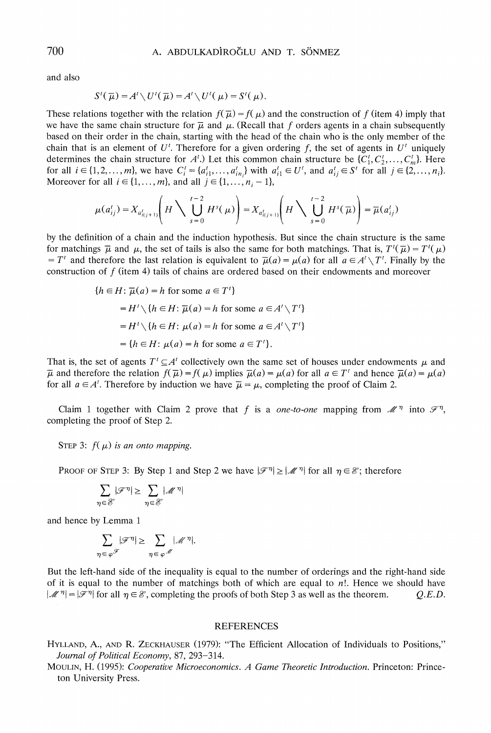and also

$$S^t(\bar{\mu}) = A^t \setminus U^t(\bar{\mu}) = A^t \setminus U^t(\mu) = S^t(\mu).$$

These relations together with the relation $f(\bar{\mu}) = f(\mu)$ and the construction of $f$ (item 4) imply that we have the same chain structure for $\bar{\mu}$ and $\mu$. (Recall that $f$ orders agents in a chain subsequently based on their order in the chain, starting with the head of the chain who is the only member of the chain that is an element of $U^t$. Therefore for a given ordering $f$, the set of agents in $U^t$ uniquely determines the chain structure for $A^t$.) Let this common chain structure be $\{C_1^t, C_2^t, \ldots, C_m^t\}$. Here for all $i \in \{1, 2, \ldots, m\}$, we have $C_i^t = \{a_{i1}^t, \ldots, a_{in_i}^t\}$ with $a_{i1}^t \in U^t$, and $a_{ij}^t \in S^t$ for all $j \in \{2, \ldots, n_i\}$. Moreover for all $i \in \{1, \ldots, m\}$, and all $j \in \{1, \ldots, n_i - 1\}$,

$$\mu(a_{ij}^t) = X_{a_{i(j+1)}^t}\left(H \Big\backslash \bigcup_{s=0}^{t-2} H^s(\mu)\right) = X_{a_{i(j+1)}^t}\left(H \Big\backslash \bigcup_{s=0}^{t-2} H^s(\bar{\mu})\right) = \bar{\mu}(a_{ij}^t)$$

by the definition of a chain and the induction hypothesis. But since the chain structure is the same for matchings $\bar{\mu}$ and $\mu$, the set of tails is also the same for both matchings. That is, $T^t(\bar{\mu}) = T^t(\mu) = T^t$ and therefore the last relation is equivalent to $\bar{\mu}(a) = \mu(a)$ for all $a \in A^t \setminus T^t$. Finally by the construction of $f$ (item 4) tails of chains are ordered based on their endowments and moreover

$$\begin{aligned}
\{h \in H &: \bar{\mu}(a) = h \text{ for some } a \in T^t\} \\
&= H^t \setminus \{h \in H: \bar{\mu}(a) = h \text{ for some } a \in A^t \setminus T^t\} \\
&= H^t \setminus \{h \in H: \mu(a) = h \text{ for some } a \in A^t \setminus T^t\} \\
&= \{h \in H: \mu(a) = h \text{ for some } a \in T^t\}.
\end{aligned}$$

That is, the set of agents $T^t \subseteq A^t$ collectively own the same set of houses under endowments $\mu$ and $\bar{\mu}$ and therefore the relation $f(\bar{\mu}) = f(\mu)$ implies $\bar{\mu}(a) = \mu(a)$ for all $a \in T^t$ and hence $\bar{\mu}(a) = \mu(a)$ for all $a \in A^t$. Therefore by induction we have $\bar{\mu} = \mu$, completing the proof of Claim 2.

Claim 1 together with Claim 2 prove that $f$ is a *one-to-one* mapping from $\mathscr{M}^\eta$ into $\mathscr{F}^\eta$, completing the proof of Step 2.

STEP 3: *$f(\mu)$ is an onto mapping.*

PROOF OF STEP 3: By Step 1 and Step 2 we have $|\mathscr{F}^\eta| \geq |\mathscr{M}^\eta|$ for all $\eta \in \mathscr{E}$; therefore

$$\sum_{\eta \in \mathscr{E}} |\mathscr{F}^\eta| \geq \sum_{\eta \in \mathscr{E}} |\mathscr{M}^\eta|$$

and hence by Lemma 1

$$\sum_{\eta \in \varphi^{\mathscr{F}}} |\mathscr{F}^\eta| \geq \sum_{\eta \in \varphi^{\mathscr{M}}} |\mathscr{M}^\eta|.$$

But the left-hand side of the inequality is equal to the number of orderings and the right-hand side of it is equal to the number of matchings both of which are equal to $n!$. Hence we should have $|\mathscr{M}^\eta| = |\mathscr{F}^\eta|$ for all $\eta \in \mathscr{E}$, completing the proofs of both Step 3 as well as the theorem. *Q.E.D.*

## REFERENCES

HYLLAND, A., AND R. ZECKHAUSER (1979): "The Efficient Allocation of Individuals to Positions," *Journal of Political Economy*, 87, 293–314.

MOULIN, H. (1995): *Cooperative Microeconomics. A Game Theoretic Introduction.* Princeton: Princeton University Press.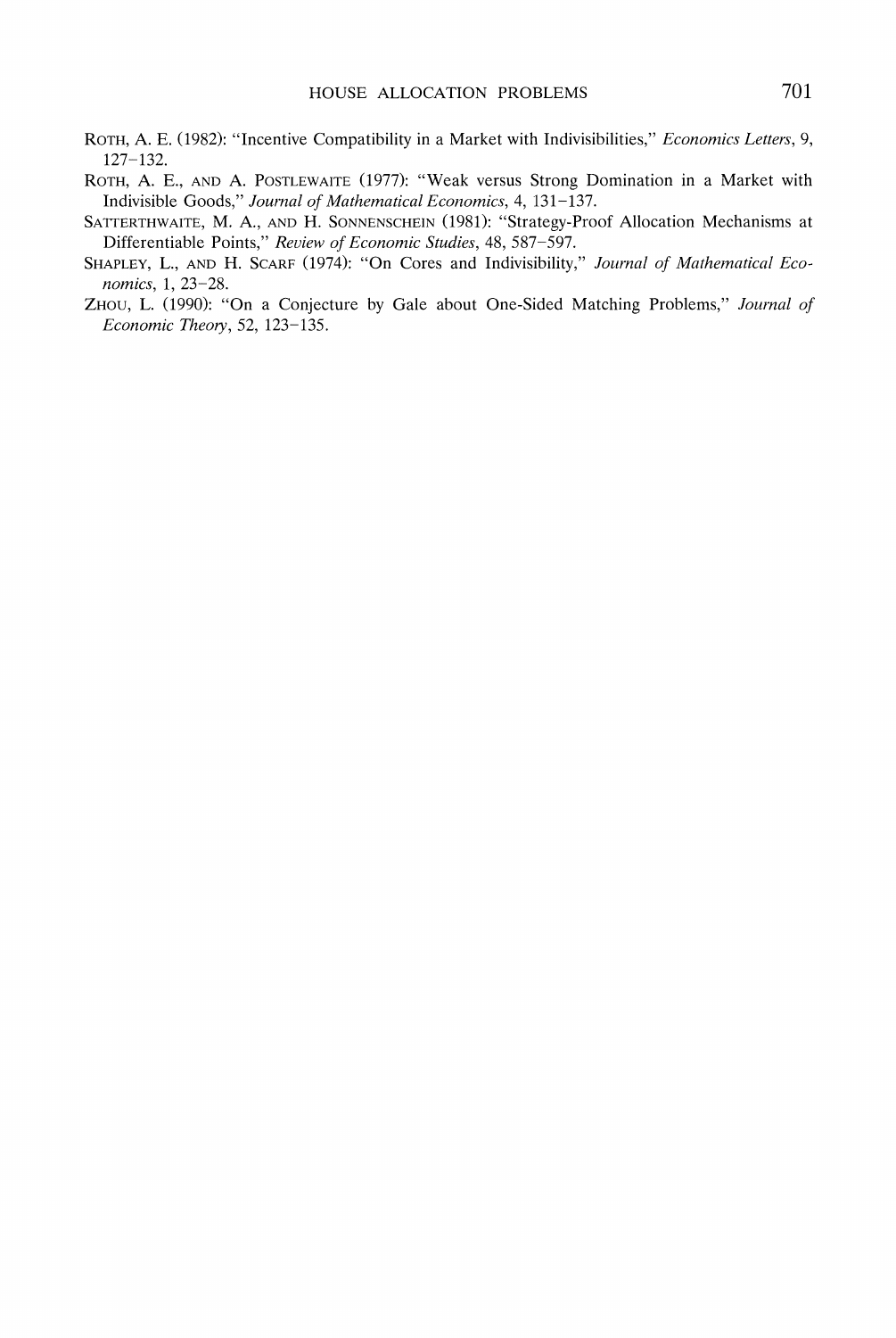ROTH, A. E. (1982): "Incentive Compatibility in a Market with Indivisibilities," *Economics Letters*, 9, 127–132.

ROTH, A. E., AND A. POSTLEWAITE (1977): "Weak versus Strong Domination in a Market with Indivisible Goods," *Journal of Mathematical Economics*, 4, 131–137.

SATTERTHWAITE, M. A., AND H. SONNENSCHEIN (1981): "Strategy-Proof Allocation Mechanisms at Differentiable Points," *Review of Economic Studies*, 48, 587–597.

SHAPLEY, L., AND H. SCARF (1974): "On Cores and Indivisibility," *Journal of Mathematical Economics*, 1, 23–28.

ZHOU, L. (1990): "On a Conjecture by Gale about One-Sided Matching Problems," *Journal of Economic Theory*, 52, 123–135.